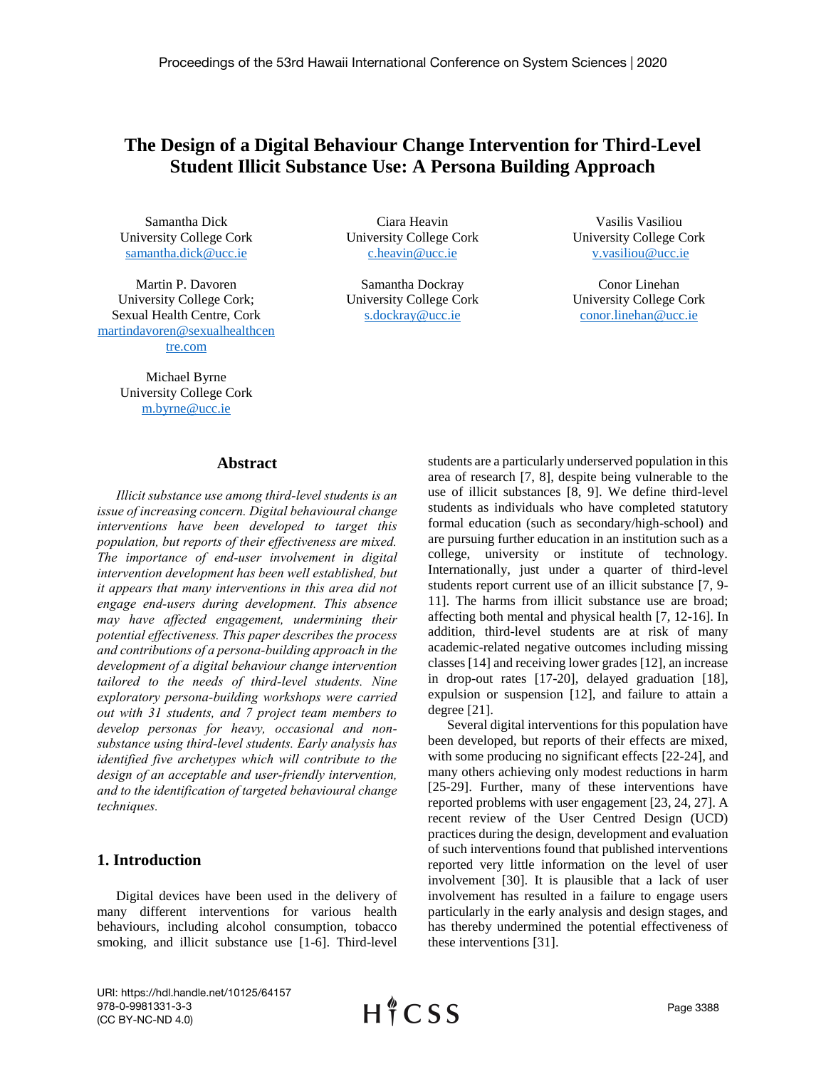# The Design of a Digital Behaviour Change Intervention for Third-Level Student Illicit Substance Use: A Persona Building Approach

Samantha Dick
University College Cork
samantha.dick@ucc.ie

Ciara Heavin
University College Cork
c.heavin@ucc.ie

Vasilis Vasiliou
University College Cork
v.vasiliou@ucc.ie

Martin P. Davoren
University College Cork;
Sexual Health Centre, Cork
martindavoren@sexualhealthcentre.com

Samantha Dockray
University College Cork
s.dockray@ucc.ie

Conor Linehan
University College Cork
conor.linehan@ucc.ie

Michael Byrne
University College Cork
m.byrne@ucc.ie

## Abstract

*Illicit substance use among third-level students is an issue of increasing concern. Digital behavioural change interventions have been developed to target this population, but reports of their effectiveness are mixed. The importance of end-user involvement in digital intervention development has been well established, but it appears that many interventions in this area did not engage end-users during development. This absence may have affected engagement, undermining their potential effectiveness. This paper describes the process and contributions of a persona-building approach in the development of a digital behaviour change intervention tailored to the needs of third-level students. Nine exploratory persona-building workshops were carried out with 31 students, and 7 project team members to develop personas for heavy, occasional and non-substance using third-level students. Early analysis has identified five archetypes which will contribute to the design of an acceptable and user-friendly intervention, and to the identification of targeted behavioural change techniques.*

## 1. Introduction

Digital devices have been used in the delivery of many different interventions for various health behaviours, including alcohol consumption, tobacco smoking, and illicit substance use [1-6]. Third-level students are a particularly underserved population in this area of research [7, 8], despite being vulnerable to the use of illicit substances [8, 9]. We define third-level students as individuals who have completed statutory formal education (such as secondary/high-school) and are pursuing further education in an institution such as a college, university or institute of technology. Internationally, just under a quarter of third-level students report current use of an illicit substance [7, 9-11]. The harms from illicit substance use are broad; affecting both mental and physical health [7, 12-16]. In addition, third-level students are at risk of many academic-related negative outcomes including missing classes [14] and receiving lower grades [12], an increase in drop-out rates [17-20], delayed graduation [18], expulsion or suspension [12], and failure to attain a degree [21].

Several digital interventions for this population have been developed, but reports of their effects are mixed, with some producing no significant effects [22-24], and many others achieving only modest reductions in harm [25-29]. Further, many of these interventions have reported problems with user engagement [23, 24, 27]. A recent review of the User Centred Design (UCD) practices during the design, development and evaluation of such interventions found that published interventions reported very little information on the level of user involvement [30]. It is plausible that a lack of user involvement has resulted in a failure to engage users particularly in the early analysis and design stages, and has thereby undermined the potential effectiveness of these interventions [31].

URI: https://hdl.handle.net/10125/64157
978-0-9981331-3-3
(CC BY-NC-ND 4.0)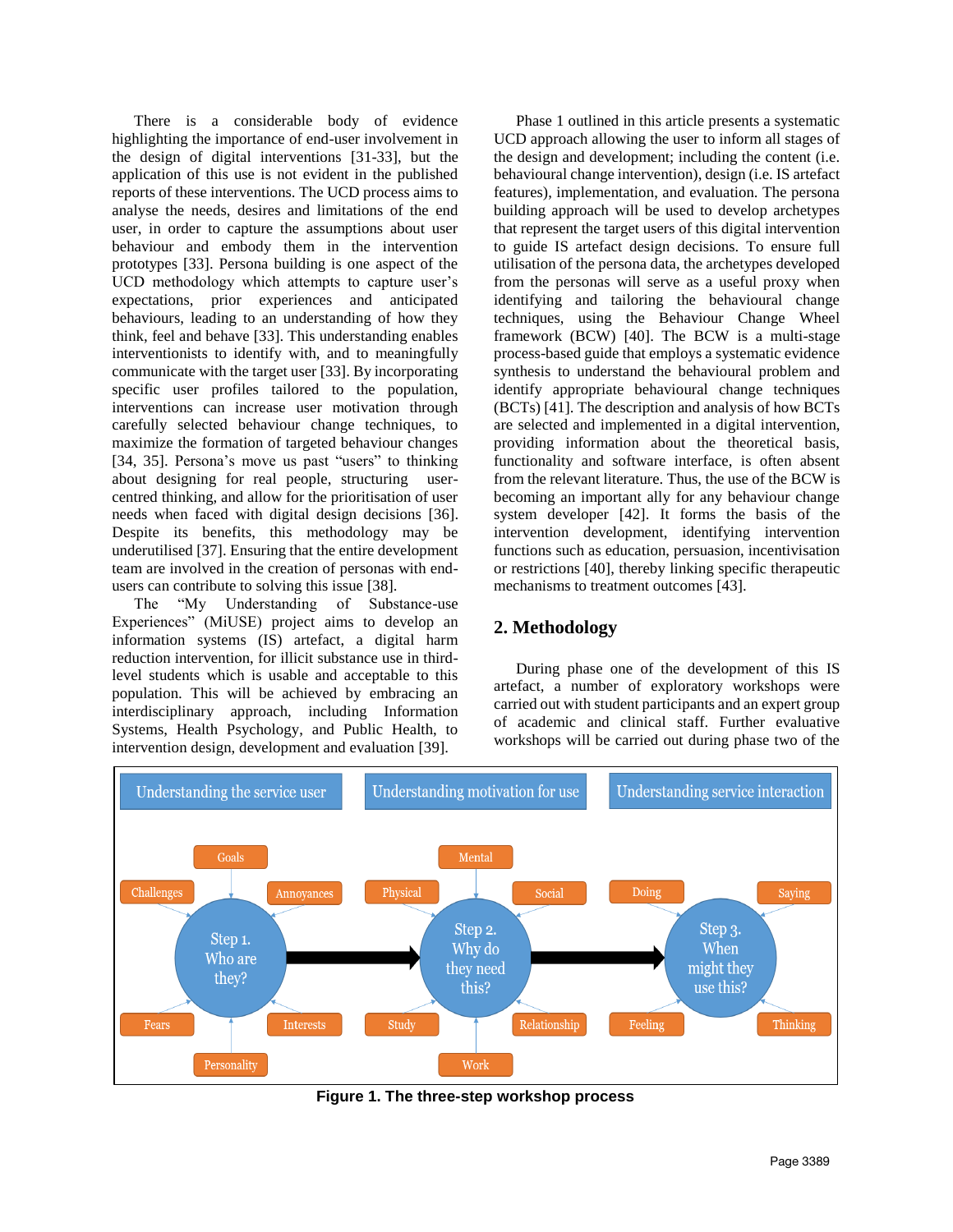There is a considerable body of evidence highlighting the importance of end-user involvement in the design of digital interventions [31-33], but the application of this use is not evident in the published reports of these interventions. The UCD process aims to analyse the needs, desires and limitations of the end user, in order to capture the assumptions about user behaviour and embody them in the intervention prototypes [33]. Persona building is one aspect of the UCD methodology which attempts to capture user's expectations, prior experiences and anticipated behaviours, leading to an understanding of how they think, feel and behave [33]. This understanding enables interventionists to identify with, and to meaningfully communicate with the target user [33]. By incorporating specific user profiles tailored to the population, interventions can increase user motivation through carefully selected behaviour change techniques, to maximize the formation of targeted behaviour changes [34, 35]. Persona's move us past "users" to thinking about designing for real people, structuring user-centred thinking, and allow for the prioritisation of user needs when faced with digital design decisions [36]. Despite its benefits, this methodology may be underutilised [37]. Ensuring that the entire development team are involved in the creation of personas with end-users can contribute to solving this issue [38].

The "My Understanding of Substance-use Experiences" (MiUSE) project aims to develop an information systems (IS) artefact, a digital harm reduction intervention, for illicit substance use in third-level students which is usable and acceptable to this population. This will be achieved by embracing an interdisciplinary approach, including Information Systems, Health Psychology, and Public Health, to intervention design, development and evaluation [39].

Phase 1 outlined in this article presents a systematic UCD approach allowing the user to inform all stages of the design and development; including the content (i.e. behavioural change intervention), design (i.e. IS artefact features), implementation, and evaluation. The persona building approach will be used to develop archetypes that represent the target users of this digital intervention to guide IS artefact design decisions. To ensure full utilisation of the persona data, the archetypes developed from the personas will serve as a useful proxy when identifying and tailoring the behavioural change techniques, using the Behaviour Change Wheel framework (BCW) [40]. The BCW is a multi-stage process-based guide that employs a systematic evidence synthesis to understand the behavioural problem and identify appropriate behavioural change techniques (BCTs) [41]. The description and analysis of how BCTs are selected and implemented in a digital intervention, providing information about the theoretical basis, functionality and software interface, is often absent from the relevant literature. Thus, the use of the BCW is becoming an important ally for any behaviour change system developer [42]. It forms the basis of the intervention development, identifying intervention functions such as education, persuasion, incentivisation or restrictions [40], thereby linking specific therapeutic mechanisms to treatment outcomes [43].

## 2. Methodology

During phase one of the development of this IS artefact, a number of exploratory workshops were carried out with student participants and an expert group of academic and clinical staff. Further evaluative workshops will be carried out during phase two of the

| Understanding the service user | Understanding motivation for use | Understanding service interaction |
|---|---|---|
| Step 1. Who are they? | Step 2. Why do they need this? | Step 3. When might they use this? |
| Goals, Challenges, Annoyances, Fears, Interests, Personality | Mental, Physical, Social, Study, Relationship, Work | Doing, Saying, Feeling, Thinking |

**Figure 1. The three-step workshop process**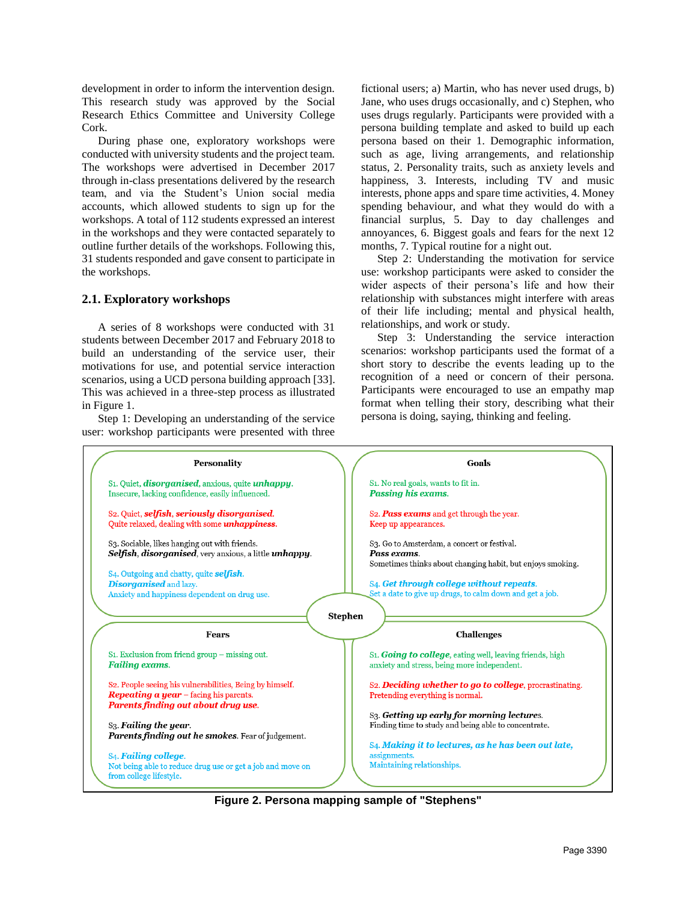development in order to inform the intervention design. This research study was approved by the Social Research Ethics Committee and University College Cork.

During phase one, exploratory workshops were conducted with university students and the project team. The workshops were advertised in December 2017 through in-class presentations delivered by the research team, and via the Student's Union social media accounts, which allowed students to sign up for the workshops. A total of 112 students expressed an interest in the workshops and they were contacted separately to outline further details of the workshops. Following this, 31 students responded and gave consent to participate in the workshops.

## 2.1. Exploratory workshops

A series of 8 workshops were conducted with 31 students between December 2017 and February 2018 to build an understanding of the service user, their motivations for use, and potential service interaction scenarios, using a UCD persona building approach [33]. This was achieved in a three-step process as illustrated in Figure 1.

Step 1: Developing an understanding of the service user: workshop participants were presented with three fictional users; a) Martin, who has never used drugs, b) Jane, who uses drugs occasionally, and c) Stephen, who uses drugs regularly. Participants were provided with a persona building template and asked to build up each persona based on their 1. Demographic information, such as age, living arrangements, and relationship status, 2. Personality traits, such as anxiety levels and happiness, 3. Interests, including TV and music interests, phone apps and spare time activities, 4. Money spending behaviour, and what they would do with a financial surplus, 5. Day to day challenges and annoyances, 6. Biggest goals and fears for the next 12 months, 7. Typical routine for a night out.

Step 2: Understanding the motivation for service use: workshop participants were asked to consider the wider aspects of their persona's life and how their relationship with substances might interfere with areas of their life including; mental and physical health, relationships, and work or study.

Step 3: Understanding the service interaction scenarios: workshop participants used the format of a short story to describe the events leading up to the recognition of a need or concern of their persona. Participants were encouraged to use an empathy map format when telling their story, describing what their persona is doing, saying, thinking and feeling.

**Stephen**

**Personality**

S1. Quiet, ***disorganised***, anxious, quite ***unhappy***. Insecure, lacking confidence, easily influenced.

S2. Quiet, ***selfish***, ***seriously disorganised***. Quite relaxed, dealing with some ***unhappiness***.

S3. Sociable, likes hanging out with friends. ***Selfish***, ***disorganised***, very anxious, a little ***unhappy***.

S4. Outgoing and chatty, quite ***selfish***. ***Disorganised*** and lazy. Anxiety and happiness dependent on drug use.

**Goals**

S1. No real goals, wants to fit in. ***Passing his exams***.

S2. ***Pass exams*** and get through the year. Keep up appearances.

S3. Go to Amsterdam, a concert or festival. ***Pass exams***. Sometimes thinks about changing habit, but enjoys smoking.

S4. ***Get through college without repeats***. Set a date to give up drugs, to calm down and get a job.

**Fears**

S1. Exclusion from friend group – missing out. ***Failing exams***.

S2. People seeing his vulnerabilities, Being by himself. ***Repeating a year*** – facing his parents. ***Parents finding out about drug use***.

S3. ***Failing the year***. ***Parents finding out he smokes***. Fear of judgement.

S4. ***Failing college***. Not being able to reduce drug use or get a job and move on from college lifestyle.

**Challenges**

S1. ***Going to college***, eating well, leaving friends, high anxiety and stress, being more independent.

S2. ***Deciding whether to go to college***, procrastinating. Pretending everything is normal.

S3. ***Getting up early for morning lectures***. Finding time to study and being able to concentrate.

S4. ***Making it to lectures, as he has been out late***, assignments. Maintaining relationships.

**Figure 2. Persona mapping sample of "Stephens"**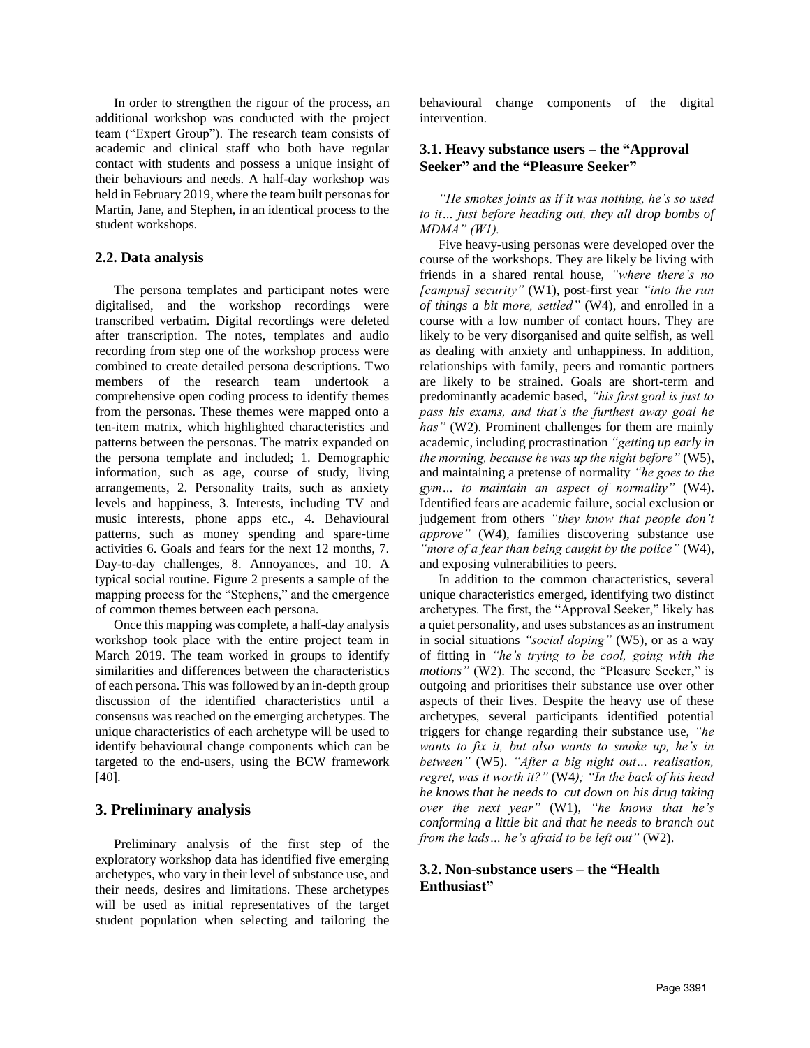In order to strengthen the rigour of the process, an additional workshop was conducted with the project team ("Expert Group"). The research team consists of academic and clinical staff who both have regular contact with students and possess a unique insight of their behaviours and needs. A half-day workshop was held in February 2019, where the team built personas for Martin, Jane, and Stephen, in an identical process to the student workshops.

### 2.2. Data analysis

The persona templates and participant notes were digitalised, and the workshop recordings were transcribed verbatim. Digital recordings were deleted after transcription. The notes, templates and audio recording from step one of the workshop process were combined to create detailed persona descriptions. Two members of the research team undertook a comprehensive open coding process to identify themes from the personas. These themes were mapped onto a ten-item matrix, which highlighted characteristics and patterns between the personas. The matrix expanded on the persona template and included; 1. Demographic information, such as age, course of study, living arrangements, 2. Personality traits, such as anxiety levels and happiness, 3. Interests, including TV and music interests, phone apps etc., 4. Behavioural patterns, such as money spending and spare-time activities 6. Goals and fears for the next 12 months, 7. Day-to-day challenges, 8. Annoyances, and 10. A typical social routine. Figure 2 presents a sample of the mapping process for the "Stephens," and the emergence of common themes between each persona.

Once this mapping was complete, a half-day analysis workshop took place with the entire project team in March 2019. The team worked in groups to identify similarities and differences between the characteristics of each persona. This was followed by an in-depth group discussion of the identified characteristics until a consensus was reached on the emerging archetypes. The unique characteristics of each archetype will be used to identify behavioural change components which can be targeted to the end-users, using the BCW framework [40].

## 3. Preliminary analysis

Preliminary analysis of the first step of the exploratory workshop data has identified five emerging archetypes, who vary in their level of substance use, and their needs, desires and limitations. These archetypes will be used as initial representatives of the target student population when selecting and tailoring the behavioural change components of the digital intervention.

### 3.1. Heavy substance users – the "Approval Seeker" and the "Pleasure Seeker"

*"He smokes joints as if it was nothing, he's so used to it… just before heading out, they all drop bombs of MDMA" (W1).*

Five heavy-using personas were developed over the course of the workshops. They are likely be living with friends in a shared rental house, *"where there's no [campus] security"* (W1), post-first year *"into the run of things a bit more, settled"* (W4), and enrolled in a course with a low number of contact hours. They are likely to be very disorganised and quite selfish, as well as dealing with anxiety and unhappiness. In addition, relationships with family, peers and romantic partners are likely to be strained. Goals are short-term and predominantly academic based, *"his first goal is just to pass his exams, and that's the furthest away goal he has"* (W2). Prominent challenges for them are mainly academic, including procrastination *"getting up early in the morning, because he was up the night before"* (W5), and maintaining a pretense of normality *"he goes to the gym… to maintain an aspect of normality"* (W4). Identified fears are academic failure, social exclusion or judgement from others *"they know that people don't approve"* (W4), families discovering substance use *"more of a fear than being caught by the police"* (W4), and exposing vulnerabilities to peers.

In addition to the common characteristics, several unique characteristics emerged, identifying two distinct archetypes. The first, the "Approval Seeker," likely has a quiet personality, and uses substances as an instrument in social situations *"social doping"* (W5), or as a way of fitting in *"he's trying to be cool, going with the motions"* (W2). The second, the "Pleasure Seeker," is outgoing and prioritises their substance use over other aspects of their lives. Despite the heavy use of these archetypes, several participants identified potential triggers for change regarding their substance use, *"he wants to fix it, but also wants to smoke up, he's in between"* (W5). *"After a big night out… realisation, regret, was it worth it?"* (W4); *"In the back of his head he knows that he needs to cut down on his drug taking over the next year"* (W1), *"he knows that he's conforming a little bit and that he needs to branch out from the lads… he's afraid to be left out"* (W2).

### 3.2. Non-substance users – the "Health Enthusiast"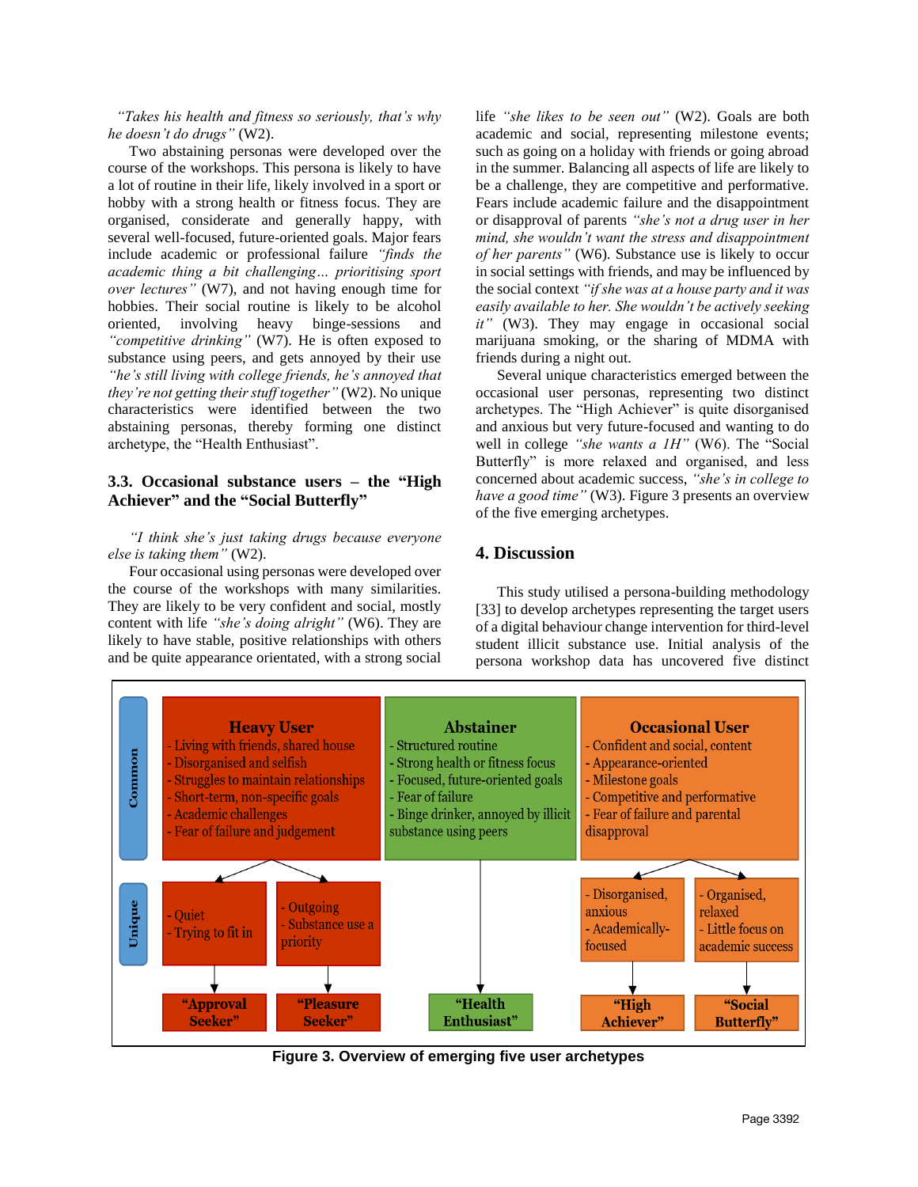*"Takes his health and fitness so seriously, that's why he doesn't do drugs"* (W2).

Two abstaining personas were developed over the course of the workshops. This persona is likely to have a lot of routine in their life, likely involved in a sport or hobby with a strong health or fitness focus. They are organised, considerate and generally happy, with several well-focused, future-oriented goals. Major fears include academic or professional failure *"finds the academic thing a bit challenging… prioritising sport over lectures"* (W7), and not having enough time for hobbies. Their social routine is likely to be alcohol oriented, involving heavy binge-sessions and *"competitive drinking"* (W7). He is often exposed to substance using peers, and gets annoyed by their use *"he's still living with college friends, he's annoyed that they're not getting their stuff together"* (W2). No unique characteristics were identified between the two abstaining personas, thereby forming one distinct archetype, the "Health Enthusiast".

### 3.3. Occasional substance users – the "High Achiever" and the "Social Butterfly"

*"I think she's just taking drugs because everyone else is taking them"* (W2).

Four occasional using personas were developed over the course of the workshops with many similarities. They are likely to be very confident and social, mostly content with life *"she's doing alright"* (W6). They are likely to have stable, positive relationships with others and be quite appearance orientated, with a strong social life *"she likes to be seen out"* (W2). Goals are both academic and social, representing milestone events; such as going on a holiday with friends or going abroad in the summer. Balancing all aspects of life are likely to be a challenge, they are competitive and performative. Fears include academic failure and the disappointment or disapproval of parents *"she's not a drug user in her mind, she wouldn't want the stress and disappointment of her parents"* (W6). Substance use is likely to occur in social settings with friends, and may be influenced by the social context *"if she was at a house party and it was easily available to her. She wouldn't be actively seeking it"* (W3). They may engage in occasional social marijuana smoking, or the sharing of MDMA with friends during a night out.

Several unique characteristics emerged between the occasional user personas, representing two distinct archetypes. The "High Achiever" is quite disorganised and anxious but very future-focused and wanting to do well in college *"she wants a 1H"* (W6). The "Social Butterfly" is more relaxed and organised, and less concerned about academic success, *"she's in college to have a good time"* (W3). Figure 3 presents an overview of the five emerging archetypes.

## 4. Discussion

This study utilised a persona-building methodology [33] to develop archetypes representing the target users of a digital behaviour change intervention for third-level student illicit substance use. Initial analysis of the persona workshop data has uncovered five distinct

| | Heavy User | | Abstainer | Occasional User | |
|---|---|---|---|---|---|
| **Common** | - Living with friends, shared house<br>- Disorganised and selfish<br>- Struggles to maintain relationships<br>- Short-term, non-specific goals<br>- Academic challenges<br>- Fear of failure and judgement | | - Structured routine<br>- Strong health or fitness focus<br>- Focused, future-oriented goals<br>- Fear of failure<br>- Binge drinker, annoyed by illicit substance using peers | - Confident and social, content<br>- Appearance-oriented<br>- Milestone goals<br>- Competitive and performative<br>- Fear of failure and parental disapproval | |
| **Unique** | - Quiet<br>- Trying to fit in | - Outgoing<br>- Substance use a priority | | - Disorganised, anxious<br>- Academically-focused | - Organised, relaxed<br>- Little focus on academic success |
| | "Approval Seeker" | "Pleasure Seeker" | "Health Enthusiast" | "High Achiever" | "Social Butterfly" |

**Figure 3. Overview of emerging five user archetypes**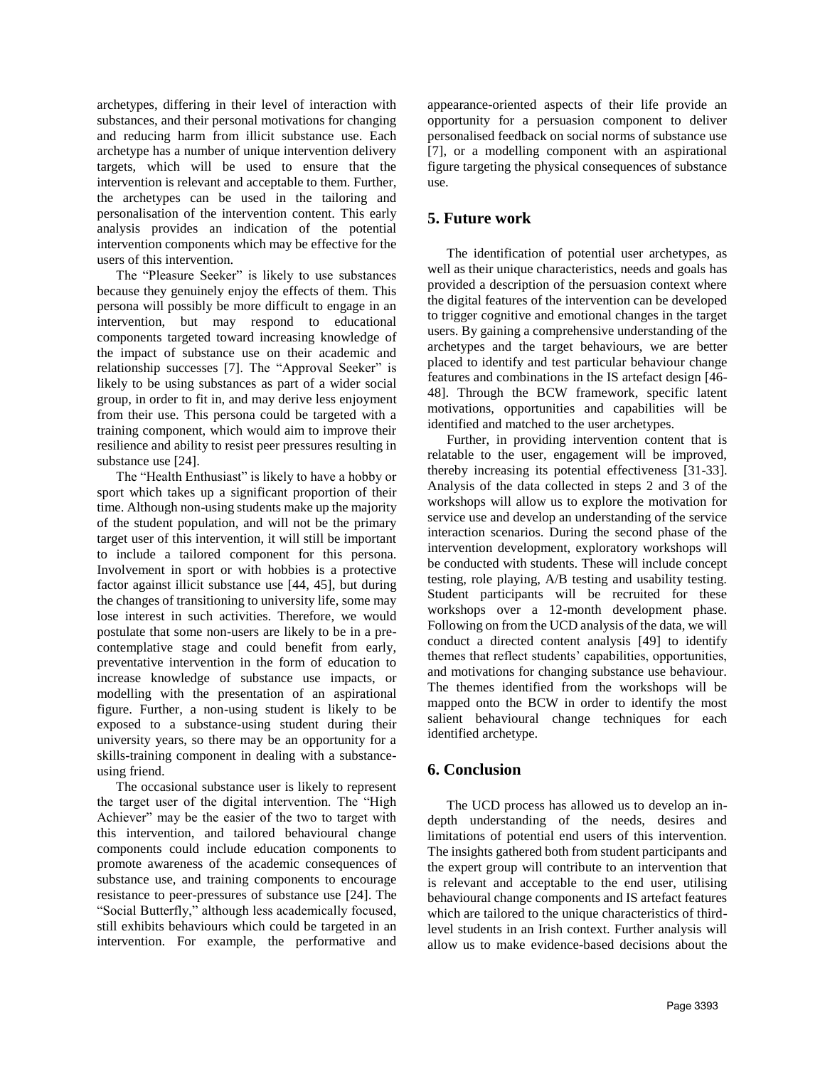archetypes, differing in their level of interaction with substances, and their personal motivations for changing and reducing harm from illicit substance use. Each archetype has a number of unique intervention delivery targets, which will be used to ensure that the intervention is relevant and acceptable to them. Further, the archetypes can be used in the tailoring and personalisation of the intervention content. This early analysis provides an indication of the potential intervention components which may be effective for the users of this intervention.

The "Pleasure Seeker" is likely to use substances because they genuinely enjoy the effects of them. This persona will possibly be more difficult to engage in an intervention, but may respond to educational components targeted toward increasing knowledge of the impact of substance use on their academic and relationship successes [7]. The "Approval Seeker" is likely to be using substances as part of a wider social group, in order to fit in, and may derive less enjoyment from their use. This persona could be targeted with a training component, which would aim to improve their resilience and ability to resist peer pressures resulting in substance use [24].

The "Health Enthusiast" is likely to have a hobby or sport which takes up a significant proportion of their time. Although non-using students make up the majority of the student population, and will not be the primary target user of this intervention, it will still be important to include a tailored component for this persona. Involvement in sport or with hobbies is a protective factor against illicit substance use [44, 45], but during the changes of transitioning to university life, some may lose interest in such activities. Therefore, we would postulate that some non-users are likely to be in a pre-contemplative stage and could benefit from early, preventative intervention in the form of education to increase knowledge of substance use impacts, or modelling with the presentation of an aspirational figure. Further, a non-using student is likely to be exposed to a substance-using student during their university years, so there may be an opportunity for a skills-training component in dealing with a substance-using friend.

The occasional substance user is likely to represent the target user of the digital intervention. The "High Achiever" may be the easier of the two to target with this intervention, and tailored behavioural change components could include education components to promote awareness of the academic consequences of substance use, and training components to encourage resistance to peer-pressures of substance use [24]. The "Social Butterfly," although less academically focused, still exhibits behaviours which could be targeted in an intervention. For example, the performative and appearance-oriented aspects of their life provide an opportunity for a persuasion component to deliver personalised feedback on social norms of substance use [7], or a modelling component with an aspirational figure targeting the physical consequences of substance use.

## 5. Future work

The identification of potential user archetypes, as well as their unique characteristics, needs and goals has provided a description of the persuasion context where the digital features of the intervention can be developed to trigger cognitive and emotional changes in the target users. By gaining a comprehensive understanding of the archetypes and the target behaviours, we are better placed to identify and test particular behaviour change features and combinations in the IS artefact design [46-48]. Through the BCW framework, specific latent motivations, opportunities and capabilities will be identified and matched to the user archetypes.

Further, in providing intervention content that is relatable to the user, engagement will be improved, thereby increasing its potential effectiveness [31-33]. Analysis of the data collected in steps 2 and 3 of the workshops will allow us to explore the motivation for service use and develop an understanding of the service interaction scenarios. During the second phase of the intervention development, exploratory workshops will be conducted with students. These will include concept testing, role playing, A/B testing and usability testing. Student participants will be recruited for these workshops over a 12-month development phase. Following on from the UCD analysis of the data, we will conduct a directed content analysis [49] to identify themes that reflect students' capabilities, opportunities, and motivations for changing substance use behaviour. The themes identified from the workshops will be mapped onto the BCW in order to identify the most salient behavioural change techniques for each identified archetype.

## 6. Conclusion

The UCD process has allowed us to develop an in-depth understanding of the needs, desires and limitations of potential end users of this intervention. The insights gathered both from student participants and the expert group will contribute to an intervention that is relevant and acceptable to the end user, utilising behavioural change components and IS artefact features which are tailored to the unique characteristics of third-level students in an Irish context. Further analysis will allow us to make evidence-based decisions about the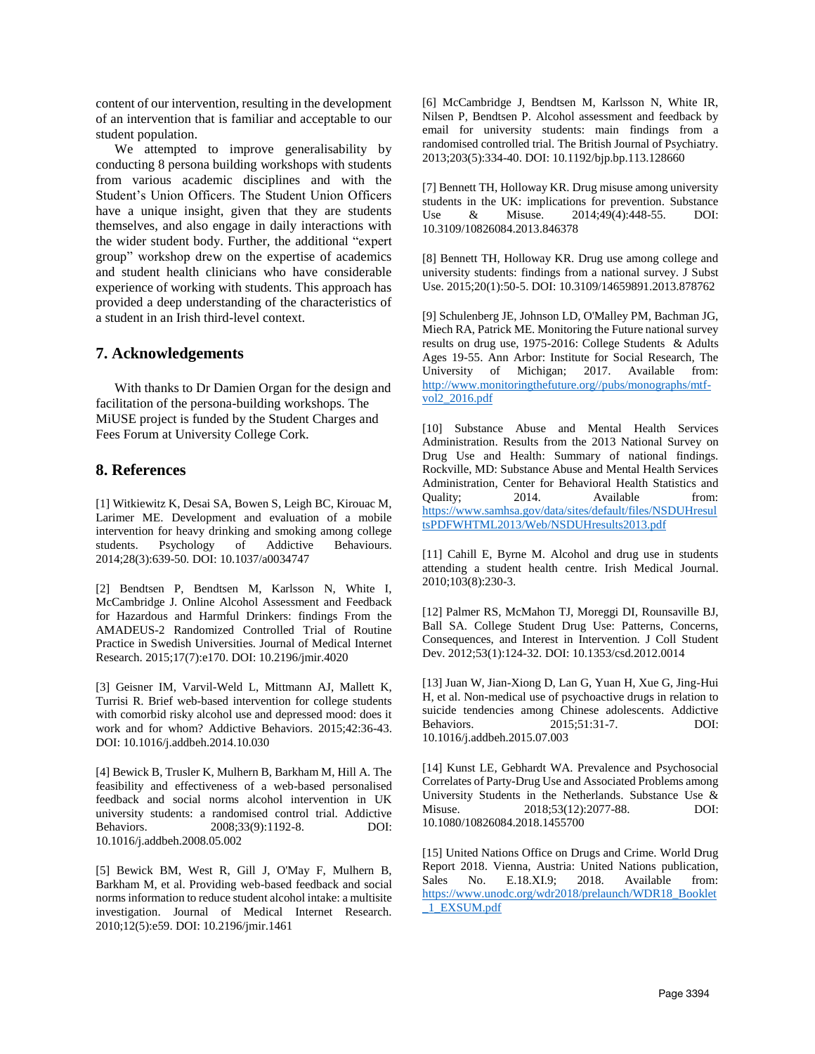content of our intervention, resulting in the development of an intervention that is familiar and acceptable to our student population.

We attempted to improve generalisability by conducting 8 persona building workshops with students from various academic disciplines and with the Student's Union Officers. The Student Union Officers have a unique insight, given that they are students themselves, and also engage in daily interactions with the wider student body. Further, the additional "expert group" workshop drew on the expertise of academics and student health clinicians who have considerable experience of working with students. This approach has provided a deep understanding of the characteristics of a student in an Irish third-level context.

## 7. Acknowledgements

With thanks to Dr Damien Organ for the design and facilitation of the persona-building workshops. The MiUSE project is funded by the Student Charges and Fees Forum at University College Cork.

## 8. References

[1] Witkiewitz K, Desai SA, Bowen S, Leigh BC, Kirouac M, Larimer ME. Development and evaluation of a mobile intervention for heavy drinking and smoking among college students. Psychology of Addictive Behaviours. 2014;28(3):639-50. DOI: 10.1037/a0034747

[2] Bendtsen P, Bendtsen M, Karlsson N, White I, McCambridge J. Online Alcohol Assessment and Feedback for Hazardous and Harmful Drinkers: findings From the AMADEUS-2 Randomized Controlled Trial of Routine Practice in Swedish Universities. Journal of Medical Internet Research. 2015;17(7):e170. DOI: 10.2196/jmir.4020

[3] Geisner IM, Varvil-Weld L, Mittmann AJ, Mallett K, Turrisi R. Brief web-based intervention for college students with comorbid risky alcohol use and depressed mood: does it work and for whom? Addictive Behaviors. 2015;42:36-43. DOI: 10.1016/j.addbeh.2014.10.030

[4] Bewick B, Trusler K, Mulhern B, Barkham M, Hill A. The feasibility and effectiveness of a web-based personalised feedback and social norms alcohol intervention in UK university students: a randomised control trial. Addictive Behaviors. 2008;33(9):1192-8. DOI: 10.1016/j.addbeh.2008.05.002

[5] Bewick BM, West R, Gill J, O'May F, Mulhern B, Barkham M, et al. Providing web-based feedback and social norms information to reduce student alcohol intake: a multisite investigation. Journal of Medical Internet Research. 2010;12(5):e59. DOI: 10.2196/jmir.1461

[6] McCambridge J, Bendtsen M, Karlsson N, White IR, Nilsen P, Bendtsen P. Alcohol assessment and feedback by email for university students: main findings from a randomised controlled trial. The British Journal of Psychiatry. 2013;203(5):334-40. DOI: 10.1192/bjp.bp.113.128660

[7] Bennett TH, Holloway KR. Drug misuse among university students in the UK: implications for prevention. Substance Use & Misuse. 2014;49(4):448-55. DOI: 10.3109/10826084.2013.846378

[8] Bennett TH, Holloway KR. Drug use among college and university students: findings from a national survey. J Subst Use. 2015;20(1):50-5. DOI: 10.3109/14659891.2013.878762

[9] Schulenberg JE, Johnson LD, O'Malley PM, Bachman JG, Miech RA, Patrick ME. Monitoring the Future national survey results on drug use, 1975-2016: College Students & Adults Ages 19-55. Ann Arbor: Institute for Social Research, The University of Michigan; 2017. Available from: http://www.monitoringthefuture.org//pubs/monographs/mtf-vol2_2016.pdf

[10] Substance Abuse and Mental Health Services Administration. Results from the 2013 National Survey on Drug Use and Health: Summary of national findings. Rockville, MD: Substance Abuse and Mental Health Services Administration, Center for Behavioral Health Statistics and Quality; 2014. Available from: https://www.samhsa.gov/data/sites/default/files/NSDUHresultsPDFWHTML2013/Web/NSDUHresults2013.pdf

[11] Cahill E, Byrne M. Alcohol and drug use in students attending a student health centre. Irish Medical Journal. 2010;103(8):230-3.

[12] Palmer RS, McMahon TJ, Moreggi DI, Rounsaville BJ, Ball SA. College Student Drug Use: Patterns, Concerns, Consequences, and Interest in Intervention. J Coll Student Dev. 2012;53(1):124-32. DOI: 10.1353/csd.2012.0014

[13] Juan W, Jian-Xiong D, Lan G, Yuan H, Xue G, Jing-Hui H, et al. Non-medical use of psychoactive drugs in relation to suicide tendencies among Chinese adolescents. Addictive Behaviors. 2015;51:31-7. DOI: 10.1016/j.addbeh.2015.07.003

[14] Kunst LE, Gebhardt WA. Prevalence and Psychosocial Correlates of Party-Drug Use and Associated Problems among University Students in the Netherlands. Substance Use & Misuse. 2018;53(12):2077-88. DOI: 10.1080/10826084.2018.1455700

[15] United Nations Office on Drugs and Crime. World Drug Report 2018. Vienna, Austria: United Nations publication, Sales No. E.18.XI.9; 2018. Available from: https://www.unodc.org/wdr2018/prelaunch/WDR18_Booklet_1_EXSUM.pdf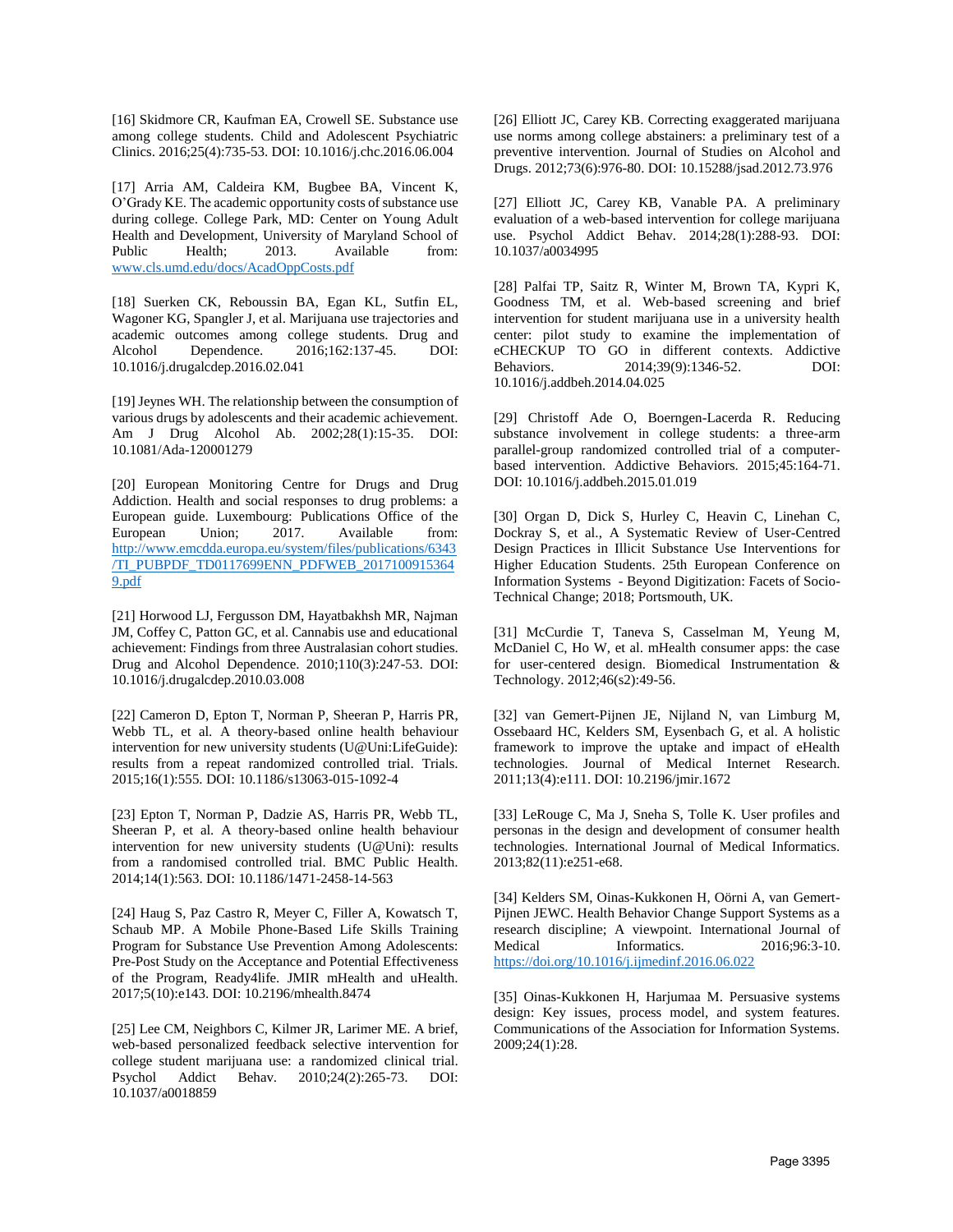[16] Skidmore CR, Kaufman EA, Crowell SE. Substance use among college students. Child and Adolescent Psychiatric Clinics. 2016;25(4):735-53. DOI: 10.1016/j.chc.2016.06.004

[17] Arria AM, Caldeira KM, Bugbee BA, Vincent K, O'Grady KE. The academic opportunity costs of substance use during college. College Park, MD: Center on Young Adult Health and Development, University of Maryland School of Public Health; 2013. Available from: www.cls.umd.edu/docs/AcadOppCosts.pdf

[18] Suerken CK, Reboussin BA, Egan KL, Sutfin EL, Wagoner KG, Spangler J, et al. Marijuana use trajectories and academic outcomes among college students. Drug and Alcohol Dependence. 2016;162:137-45. DOI: 10.1016/j.drugalcdep.2016.02.041

[19] Jeynes WH. The relationship between the consumption of various drugs by adolescents and their academic achievement. Am J Drug Alcohol Ab. 2002;28(1):15-35. DOI: 10.1081/Ada-120001279

[20] European Monitoring Centre for Drugs and Drug Addiction. Health and social responses to drug problems: a European guide. Luxembourg: Publications Office of the European Union; 2017. Available from: http://www.emcdda.europa.eu/system/files/publications/6343/TI_PUBPDF_TD0117699ENN_PDFWEB_20171009153649.pdf

[21] Horwood LJ, Fergusson DM, Hayatbakhsh MR, Najman JM, Coffey C, Patton GC, et al. Cannabis use and educational achievement: Findings from three Australasian cohort studies. Drug and Alcohol Dependence. 2010;110(3):247-53. DOI: 10.1016/j.drugalcdep.2010.03.008

[22] Cameron D, Epton T, Norman P, Sheeran P, Harris PR, Webb TL, et al. A theory-based online health behaviour intervention for new university students (U@Uni:LifeGuide): results from a repeat randomized controlled trial. Trials. 2015;16(1):555. DOI: 10.1186/s13063-015-1092-4

[23] Epton T, Norman P, Dadzie AS, Harris PR, Webb TL, Sheeran P, et al. A theory-based online health behaviour intervention for new university students (U@Uni): results from a randomised controlled trial. BMC Public Health. 2014;14(1):563. DOI: 10.1186/1471-2458-14-563

[24] Haug S, Paz Castro R, Meyer C, Filler A, Kowatsch T, Schaub MP. A Mobile Phone-Based Life Skills Training Program for Substance Use Prevention Among Adolescents: Pre-Post Study on the Acceptance and Potential Effectiveness of the Program, Ready4life. JMIR mHealth and uHealth. 2017;5(10):e143. DOI: 10.2196/mhealth.8474

[25] Lee CM, Neighbors C, Kilmer JR, Larimer ME. A brief, web-based personalized feedback selective intervention for college student marijuana use: a randomized clinical trial. Psychol Addict Behav. 2010;24(2):265-73. DOI: 10.1037/a0018859

[26] Elliott JC, Carey KB. Correcting exaggerated marijuana use norms among college abstainers: a preliminary test of a preventive intervention. Journal of Studies on Alcohol and Drugs. 2012;73(6):976-80. DOI: 10.15288/jsad.2012.73.976

[27] Elliott JC, Carey KB, Vanable PA. A preliminary evaluation of a web-based intervention for college marijuana use. Psychol Addict Behav. 2014;28(1):288-93. DOI: 10.1037/a0034995

[28] Palfai TP, Saitz R, Winter M, Brown TA, Kypri K, Goodness TM, et al. Web-based screening and brief intervention for student marijuana use in a university health center: pilot study to examine the implementation of eCHECKUP TO GO in different contexts. Addictive Behaviors. 2014;39(9):1346-52. DOI: 10.1016/j.addbeh.2014.04.025

[29] Christoff Ade O, Boerngen-Lacerda R. Reducing substance involvement in college students: a three-arm parallel-group randomized controlled trial of a computer-based intervention. Addictive Behaviors. 2015;45:164-71. DOI: 10.1016/j.addbeh.2015.01.019

[30] Organ D, Dick S, Hurley C, Heavin C, Linehan C, Dockray S, et al. A Systematic Review of User-Centred Design Practices in Illicit Substance Use Interventions for Higher Education Students. 25th European Conference on Information Systems - Beyond Digitization: Facets of Socio-Technical Change; 2018; Portsmouth, UK.

[31] McCurdie T, Taneva S, Casselman M, Yeung M, McDaniel C, Ho W, et al. mHealth consumer apps: the case for user-centered design. Biomedical Instrumentation & Technology. 2012;46(s2):49-56.

[32] van Gemert-Pijnen JE, Nijland N, van Limburg M, Ossebaard HC, Kelders SM, Eysenbach G, et al. A holistic framework to improve the uptake and impact of eHealth technologies. Journal of Medical Internet Research. 2011;13(4):e111. DOI: 10.2196/jmir.1672

[33] LeRouge C, Ma J, Sneha S, Tolle K. User profiles and personas in the design and development of consumer health technologies. International Journal of Medical Informatics. 2013;82(11):e251-e68.

[34] Kelders SM, Oinas-Kukkonen H, Oörni A, van Gemert-Pijnen JEWC. Health Behavior Change Support Systems as a research discipline; A viewpoint. International Journal of Medical Informatics. 2016;96:3-10. https://doi.org/10.1016/j.ijmedinf.2016.06.022

[35] Oinas-Kukkonen H, Harjumaa M. Persuasive systems design: Key issues, process model, and system features. Communications of the Association for Information Systems. 2009;24(1):28.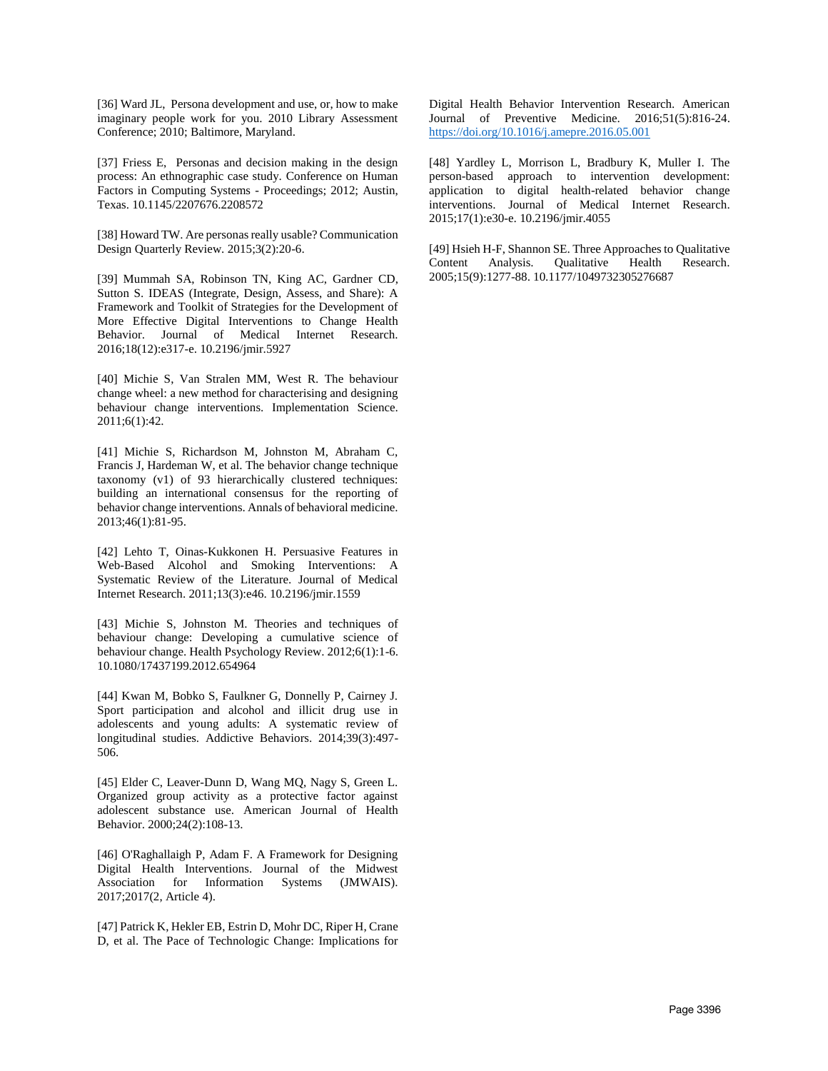[36] Ward JL, Persona development and use, or, how to make imaginary people work for you. 2010 Library Assessment Conference; 2010; Baltimore, Maryland.

[37] Friess E, Personas and decision making in the design process: An ethnographic case study. Conference on Human Factors in Computing Systems - Proceedings; 2012; Austin, Texas. 10.1145/2207676.2208572

[38] Howard TW. Are personas really usable? Communication Design Quarterly Review. 2015;3(2):20-6.

[39] Mummah SA, Robinson TN, King AC, Gardner CD, Sutton S. IDEAS (Integrate, Design, Assess, and Share): A Framework and Toolkit of Strategies for the Development of More Effective Digital Interventions to Change Health Behavior. Journal of Medical Internet Research. 2016;18(12):e317-e. 10.2196/jmir.5927

[40] Michie S, Van Stralen MM, West R. The behaviour change wheel: a new method for characterising and designing behaviour change interventions. Implementation Science. 2011;6(1):42.

[41] Michie S, Richardson M, Johnston M, Abraham C, Francis J, Hardeman W, et al. The behavior change technique taxonomy (v1) of 93 hierarchically clustered techniques: building an international consensus for the reporting of behavior change interventions. Annals of behavioral medicine. 2013;46(1):81-95.

[42] Lehto T, Oinas-Kukkonen H. Persuasive Features in Web-Based Alcohol and Smoking Interventions: A Systematic Review of the Literature. Journal of Medical Internet Research. 2011;13(3):e46. 10.2196/jmir.1559

[43] Michie S, Johnston M. Theories and techniques of behaviour change: Developing a cumulative science of behaviour change. Health Psychology Review. 2012;6(1):1-6. 10.1080/17437199.2012.654964

[44] Kwan M, Bobko S, Faulkner G, Donnelly P, Cairney J. Sport participation and alcohol and illicit drug use in adolescents and young adults: A systematic review of longitudinal studies. Addictive Behaviors. 2014;39(3):497-506.

[45] Elder C, Leaver-Dunn D, Wang MQ, Nagy S, Green L. Organized group activity as a protective factor against adolescent substance use. American Journal of Health Behavior. 2000;24(2):108-13.

[46] O'Raghallaigh P, Adam F. A Framework for Designing Digital Health Interventions. Journal of the Midwest Association for Information Systems (JMWAIS). 2017;2017(2, Article 4).

[47] Patrick K, Hekler EB, Estrin D, Mohr DC, Riper H, Crane D, et al. The Pace of Technologic Change: Implications for Digital Health Behavior Intervention Research. American Journal of Preventive Medicine. 2016;51(5):816-24. https://doi.org/10.1016/j.amepre.2016.05.001

[48] Yardley L, Morrison L, Bradbury K, Muller I. The person-based approach to intervention development: application to digital health-related behavior change interventions. Journal of Medical Internet Research. 2015;17(1):e30-e. 10.2196/jmir.4055

[49] Hsieh H-F, Shannon SE. Three Approaches to Qualitative Content Analysis. Qualitative Health Research. 2005;15(9):1277-88. 10.1177/1049732305276687